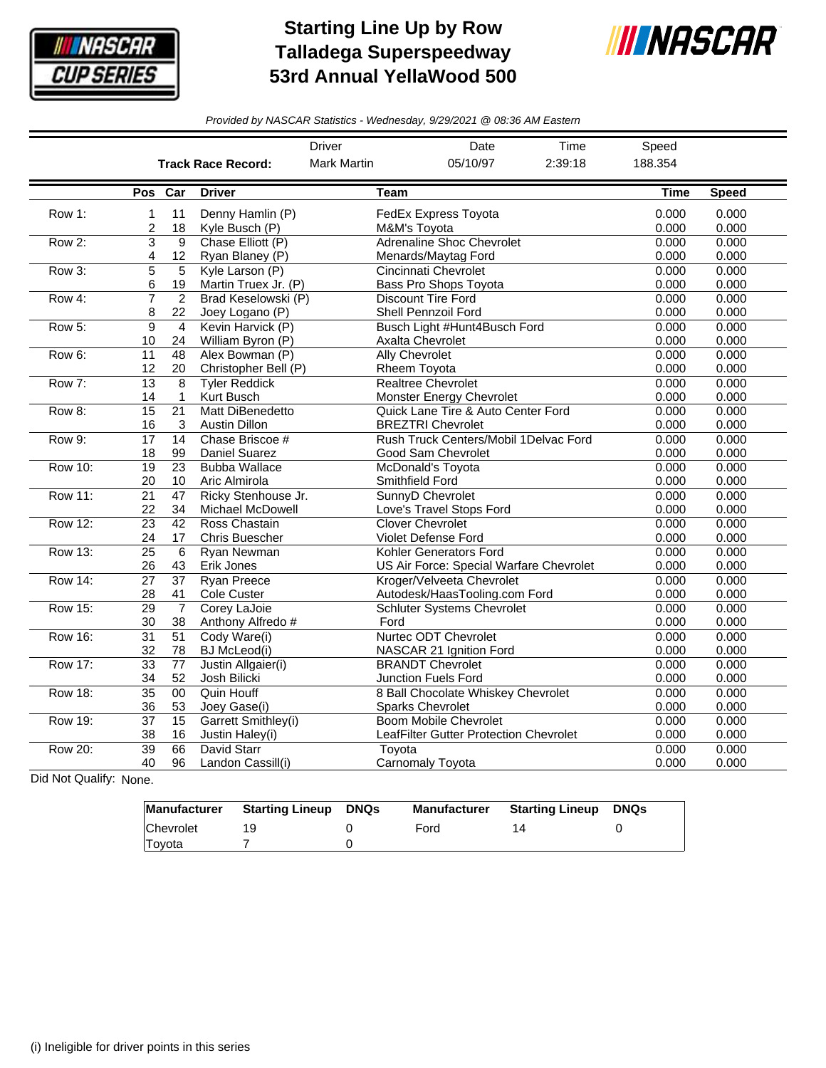# Starting Line Up by Row
# Talladega Superspeedway
# 53rd Annual YellaWood 500

*Provided by NASCAR Statistics - Wednesday, 9/29/2021 @ 08:36 AM Eastern*

| | Driver | Date | Time | Speed |
|---|---|---|---|---|
| **Track Race Record:** | Mark Martin | 05/10/97 | 2:39:18 | 188.354 |

| | Pos | Car | Driver | Team | Time | Speed |
|---|---|---|---|---|---|---|
| Row 1: | 1 | 11 | Denny Hamlin (P) | FedEx Express Toyota | 0.000 | 0.000 |
| | 2 | 18 | Kyle Busch (P) | M&M's Toyota | 0.000 | 0.000 |
| Row 2: | 3 | 9 | Chase Elliott (P) | Adrenaline Shoc Chevrolet | 0.000 | 0.000 |
| | 4 | 12 | Ryan Blaney (P) | Menards/Maytag Ford | 0.000 | 0.000 |
| Row 3: | 5 | 5 | Kyle Larson (P) | Cincinnati Chevrolet | 0.000 | 0.000 |
| | 6 | 19 | Martin Truex Jr. (P) | Bass Pro Shops Toyota | 0.000 | 0.000 |
| Row 4: | 7 | 2 | Brad Keselowski (P) | Discount Tire Ford | 0.000 | 0.000 |
| | 8 | 22 | Joey Logano (P) | Shell Pennzoil Ford | 0.000 | 0.000 |
| Row 5: | 9 | 4 | Kevin Harvick (P) | Busch Light #Hunt4Busch Ford | 0.000 | 0.000 |
| | 10 | 24 | William Byron (P) | Axalta Chevrolet | 0.000 | 0.000 |
| Row 6: | 11 | 48 | Alex Bowman (P) | Ally Chevrolet | 0.000 | 0.000 |
| | 12 | 20 | Christopher Bell (P) | Rheem Toyota | 0.000 | 0.000 |
| Row 7: | 13 | 8 | Tyler Reddick | Realtree Chevrolet | 0.000 | 0.000 |
| | 14 | 1 | Kurt Busch | Monster Energy Chevrolet | 0.000 | 0.000 |
| Row 8: | 15 | 21 | Matt DiBenedetto | Quick Lane Tire & Auto Center Ford | 0.000 | 0.000 |
| | 16 | 3 | Austin Dillon | BREZTRI Chevrolet | 0.000 | 0.000 |
| Row 9: | 17 | 14 | Chase Briscoe # | Rush Truck Centers/Mobil 1Delvac Ford | 0.000 | 0.000 |
| | 18 | 99 | Daniel Suarez | Good Sam Chevrolet | 0.000 | 0.000 |
| Row 10: | 19 | 23 | Bubba Wallace | McDonald's Toyota | 0.000 | 0.000 |
| | 20 | 10 | Aric Almirola | Smithfield Ford | 0.000 | 0.000 |
| Row 11: | 21 | 47 | Ricky Stenhouse Jr. | SunnyD Chevrolet | 0.000 | 0.000 |
| | 22 | 34 | Michael McDowell | Love's Travel Stops Ford | 0.000 | 0.000 |
| Row 12: | 23 | 42 | Ross Chastain | Clover Chevrolet | 0.000 | 0.000 |
| | 24 | 17 | Chris Buescher | Violet Defense Ford | 0.000 | 0.000 |
| Row 13: | 25 | 6 | Ryan Newman | Kohler Generators Ford | 0.000 | 0.000 |
| | 26 | 43 | Erik Jones | US Air Force: Special Warfare Chevrolet | 0.000 | 0.000 |
| Row 14: | 27 | 37 | Ryan Preece | Kroger/Velveeta Chevrolet | 0.000 | 0.000 |
| | 28 | 41 | Cole Custer | Autodesk/HaasTooling.com Ford | 0.000 | 0.000 |
| Row 15: | 29 | 7 | Corey LaJoie | Schluter Systems Chevrolet | 0.000 | 0.000 |
| | 30 | 38 | Anthony Alfredo # | Ford | 0.000 | 0.000 |
| Row 16: | 31 | 51 | Cody Ware(i) | Nurtec ODT Chevrolet | 0.000 | 0.000 |
| | 32 | 78 | BJ McLeod(i) | NASCAR 21 Ignition Ford | 0.000 | 0.000 |
| Row 17: | 33 | 77 | Justin Allgaier(i) | BRANDT Chevrolet | 0.000 | 0.000 |
| | 34 | 52 | Josh Bilicki | Junction Fuels Ford | 0.000 | 0.000 |
| Row 18: | 35 | 00 | Quin Houff | 8 Ball Chocolate Whiskey Chevrolet | 0.000 | 0.000 |
| | 36 | 53 | Joey Gase(i) | Sparks Chevrolet | 0.000 | 0.000 |
| Row 19: | 37 | 15 | Garrett Smithley(i) | Boom Mobile Chevrolet | 0.000 | 0.000 |
| | 38 | 16 | Justin Haley(i) | LeafFilter Gutter Protection Chevrolet | 0.000 | 0.000 |
| Row 20: | 39 | 66 | David Starr | Toyota | 0.000 | 0.000 |
| | 40 | 96 | Landon Cassill(i) | Carnomaly Toyota | 0.000 | 0.000 |

Did Not Qualify: None.

| Manufacturer | Starting Lineup | DNQs | Manufacturer | Starting Lineup | DNQs |
|---|---|---|---|---|---|
| Chevrolet | 19 | 0 | Ford | 14 | 0 |
| Toyota | 7 | 0 | | | |

(i) Ineligible for driver points in this series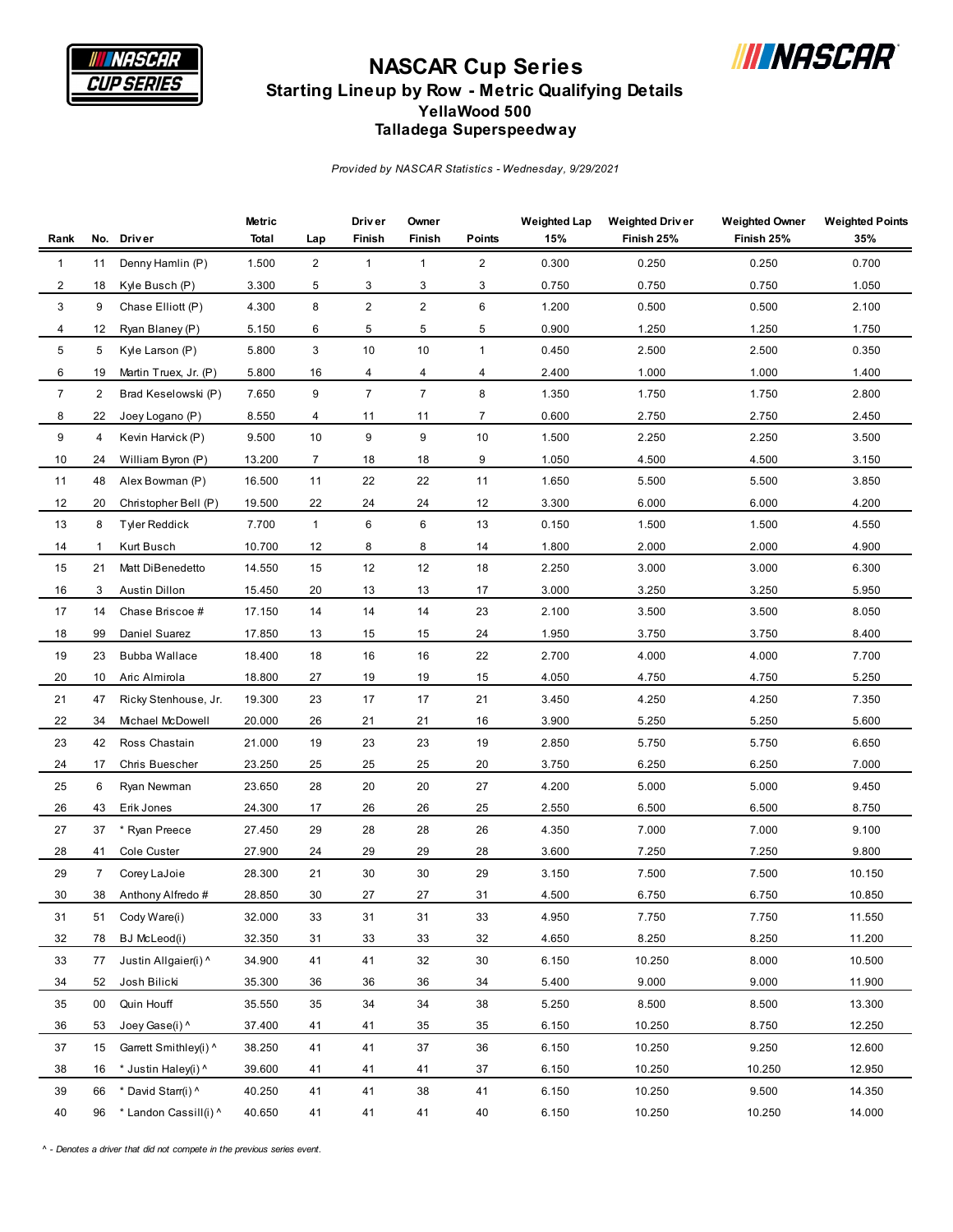# NASCAR Cup Series

## Starting Lineup by Row - Metric Qualifying Details

### YellaWood 500

### Talladega Superspeedway

*Provided by NASCAR Statistics - Wednesday, 9/29/2021*

| Rank | No. | Driver | Metric Total | Lap | Driver Finish | Owner Finish | Points | Weighted Lap 15% | Weighted Driver Finish 25% | Weighted Owner Finish 25% | Weighted Points 35% |
|---|---|---|---|---|---|---|---|---|---|---|---|
| 1 | 11 | Denny Hamlin (P) | 1.500 | 2 | 1 | 1 | 2 | 0.300 | 0.250 | 0.250 | 0.700 |
| 2 | 18 | Kyle Busch (P) | 3.300 | 5 | 3 | 3 | 3 | 0.750 | 0.750 | 0.750 | 1.050 |
| 3 | 9 | Chase Elliott (P) | 4.300 | 8 | 2 | 2 | 6 | 1.200 | 0.500 | 0.500 | 2.100 |
| 4 | 12 | Ryan Blaney (P) | 5.150 | 6 | 5 | 5 | 5 | 0.900 | 1.250 | 1.250 | 1.750 |
| 5 | 5 | Kyle Larson (P) | 5.800 | 3 | 10 | 10 | 1 | 0.450 | 2.500 | 2.500 | 0.350 |
| 6 | 19 | Martin Truex, Jr. (P) | 5.800 | 16 | 4 | 4 | 4 | 2.400 | 1.000 | 1.000 | 1.400 |
| 7 | 2 | Brad Keselowski (P) | 7.650 | 9 | 7 | 7 | 8 | 1.350 | 1.750 | 1.750 | 2.800 |
| 8 | 22 | Joey Logano (P) | 8.550 | 4 | 11 | 11 | 7 | 0.600 | 2.750 | 2.750 | 2.450 |
| 9 | 4 | Kevin Harvick (P) | 9.500 | 10 | 9 | 9 | 10 | 1.500 | 2.250 | 2.250 | 3.500 |
| 10 | 24 | William Byron (P) | 13.200 | 7 | 18 | 18 | 9 | 1.050 | 4.500 | 4.500 | 3.150 |
| 11 | 48 | Alex Bowman (P) | 16.500 | 11 | 22 | 22 | 11 | 1.650 | 5.500 | 5.500 | 3.850 |
| 12 | 20 | Christopher Bell (P) | 19.500 | 22 | 24 | 24 | 12 | 3.300 | 6.000 | 6.000 | 4.200 |
| 13 | 8 | Tyler Reddick | 7.700 | 1 | 6 | 6 | 13 | 0.150 | 1.500 | 1.500 | 4.550 |
| 14 | 1 | Kurt Busch | 10.700 | 12 | 8 | 8 | 14 | 1.800 | 2.000 | 2.000 | 4.900 |
| 15 | 21 | Matt DiBenedetto | 14.550 | 15 | 12 | 12 | 18 | 2.250 | 3.000 | 3.000 | 6.300 |
| 16 | 3 | Austin Dillon | 15.450 | 20 | 13 | 13 | 17 | 3.000 | 3.250 | 3.250 | 5.950 |
| 17 | 14 | Chase Briscoe # | 17.150 | 14 | 14 | 14 | 23 | 2.100 | 3.500 | 3.500 | 8.050 |
| 18 | 99 | Daniel Suarez | 17.850 | 13 | 15 | 15 | 24 | 1.950 | 3.750 | 3.750 | 8.400 |
| 19 | 23 | Bubba Wallace | 18.400 | 18 | 16 | 16 | 22 | 2.700 | 4.000 | 4.000 | 7.700 |
| 20 | 10 | Aric Almirola | 18.800 | 27 | 19 | 19 | 15 | 4.050 | 4.750 | 4.750 | 5.250 |
| 21 | 47 | Ricky Stenhouse, Jr. | 19.300 | 23 | 17 | 17 | 21 | 3.450 | 4.250 | 4.250 | 7.350 |
| 22 | 34 | Michael McDowell | 20.000 | 26 | 21 | 21 | 16 | 3.900 | 5.250 | 5.250 | 5.600 |
| 23 | 42 | Ross Chastain | 21.000 | 19 | 23 | 23 | 19 | 2.850 | 5.750 | 5.750 | 6.650 |
| 24 | 17 | Chris Buescher | 23.250 | 25 | 25 | 25 | 20 | 3.750 | 6.250 | 6.250 | 7.000 |
| 25 | 6 | Ryan Newman | 23.650 | 28 | 20 | 20 | 27 | 4.200 | 5.000 | 5.000 | 9.450 |
| 26 | 43 | Erik Jones | 24.300 | 17 | 26 | 26 | 25 | 2.550 | 6.500 | 6.500 | 8.750 |
| 27 | 37 | * Ryan Preece | 27.450 | 29 | 28 | 28 | 26 | 4.350 | 7.000 | 7.000 | 9.100 |
| 28 | 41 | Cole Custer | 27.900 | 24 | 29 | 29 | 28 | 3.600 | 7.250 | 7.250 | 9.800 |
| 29 | 7 | Corey LaJoie | 28.300 | 21 | 30 | 30 | 29 | 3.150 | 7.500 | 7.500 | 10.150 |
| 30 | 38 | Anthony Alfredo # | 28.850 | 30 | 27 | 27 | 31 | 4.500 | 6.750 | 6.750 | 10.850 |
| 31 | 51 | Cody Ware(i) | 32.000 | 33 | 31 | 31 | 33 | 4.950 | 7.750 | 7.750 | 11.550 |
| 32 | 78 | BJ McLeod(i) | 32.350 | 31 | 33 | 33 | 32 | 4.650 | 8.250 | 8.250 | 11.200 |
| 33 | 77 | Justin Allgaier(i) ^ | 34.900 | 41 | 41 | 32 | 30 | 6.150 | 10.250 | 8.000 | 10.500 |
| 34 | 52 | Josh Bilicki | 35.300 | 36 | 36 | 36 | 34 | 5.400 | 9.000 | 9.000 | 11.900 |
| 35 | 00 | Quin Houff | 35.550 | 35 | 34 | 34 | 38 | 5.250 | 8.500 | 8.500 | 13.300 |
| 36 | 53 | Joey Gase(i) ^ | 37.400 | 41 | 41 | 35 | 35 | 6.150 | 10.250 | 8.750 | 12.250 |
| 37 | 15 | Garrett Smithley(i) ^ | 38.250 | 41 | 41 | 37 | 36 | 6.150 | 10.250 | 9.250 | 12.600 |
| 38 | 16 | * Justin Haley(i) ^ | 39.600 | 41 | 41 | 41 | 37 | 6.150 | 10.250 | 10.250 | 12.950 |
| 39 | 66 | * David Starr(i) ^ | 40.250 | 41 | 41 | 38 | 41 | 6.150 | 10.250 | 9.500 | 14.350 |
| 40 | 96 | * Landon Cassill(i) ^ | 40.650 | 41 | 41 | 41 | 40 | 6.150 | 10.250 | 10.250 | 14.000 |

*^ - Denotes a driver that did not compete in the previous series event.*